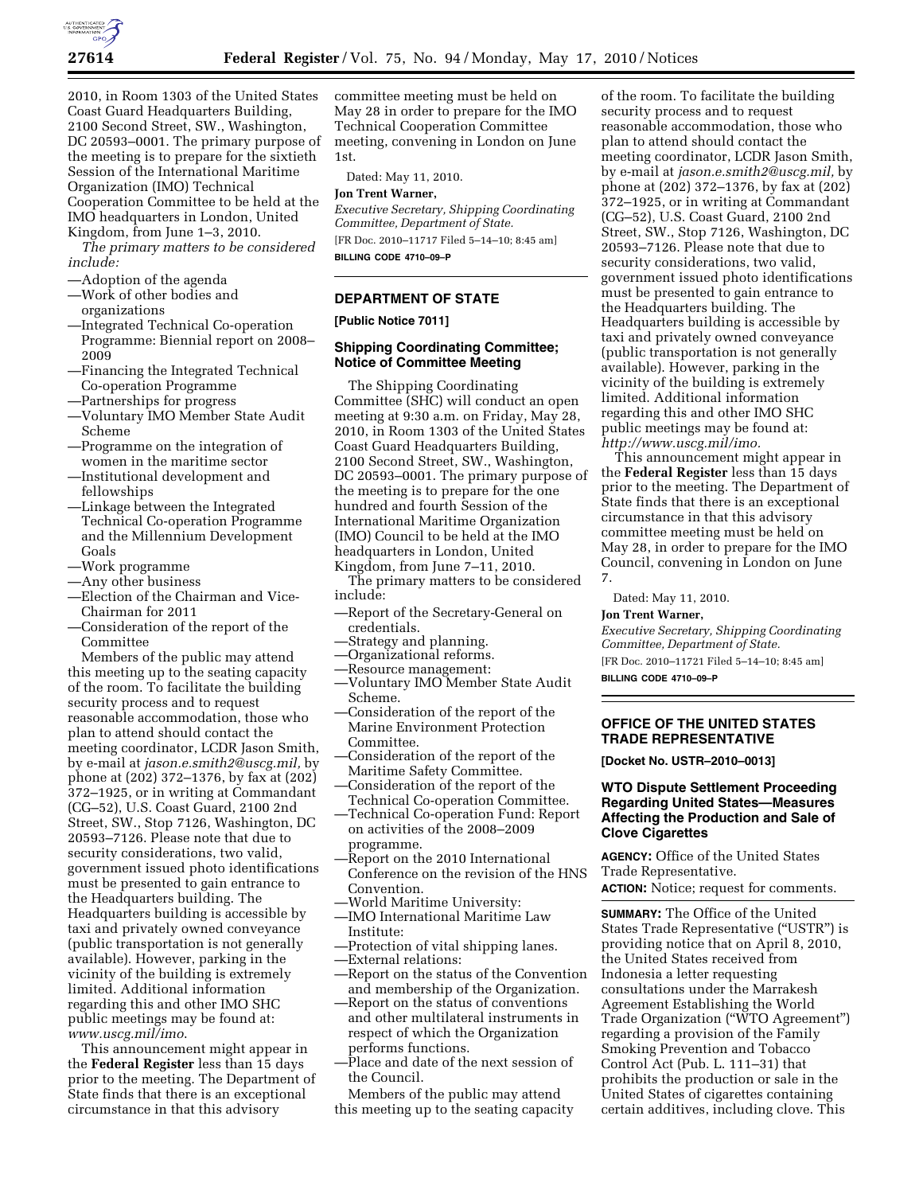2010, in Room 1303 of the United States Coast Guard Headquarters Building, 2100 Second Street, SW., Washington, DC 20593–0001. The primary purpose of the meeting is to prepare for the sixtieth Session of the International Maritime Organization (IMO) Technical Cooperation Committee to be held at the IMO headquarters in London, United Kingdom, from June 1–3, 2010.

*The primary matters to be considered include:*

—Adoption of the agenda
—Work of other bodies and organizations
—Integrated Technical Co-operation Programme: Biennial report on 2008–2009
—Financing the Integrated Technical Co-operation Programme
—Partnerships for progress
—Voluntary IMO Member State Audit Scheme
—Programme on the integration of women in the maritime sector
—Institutional development and fellowships
—Linkage between the Integrated Technical Co-operation Programme and the Millennium Development Goals
—Work programme
—Any other business
—Election of the Chairman and Vice-Chairman for 2011
—Consideration of the report of the Committee

Members of the public may attend this meeting up to the seating capacity of the room. To facilitate the building security process and to request reasonable accommodation, those who plan to attend should contact the meeting coordinator, LCDR Jason Smith, by e-mail at *jason.e.smith2@uscg.mil,* by phone at (202) 372–1376, by fax at (202) 372–1925, or in writing at Commandant (CG–52), U.S. Coast Guard, 2100 2nd Street, SW., Stop 7126, Washington, DC 20593–7126. Please note that due to security considerations, two valid, government issued photo identifications must be presented to gain entrance to the Headquarters building. The Headquarters building is accessible by taxi and privately owned conveyance (public transportation is not generally available). However, parking in the vicinity of the building is extremely limited. Additional information regarding this and other IMO SHC public meetings may be found at: *www.uscg.mil/imo*.

This announcement might appear in the **Federal Register** less than 15 days prior to the meeting. The Department of State finds that there is an exceptional circumstance in that this advisory committee meeting must be held on May 28 in order to prepare for the IMO Technical Cooperation Committee meeting, convening in London on June 1st.

Dated: May 11, 2010.

**Jon Trent Warner,**

*Executive Secretary, Shipping Coordinating Committee, Department of State.*

[FR Doc. 2010–11717 Filed 5–14–10; 8:45 am]

**BILLING CODE 4710–09–P**

## DEPARTMENT OF STATE

**[Public Notice 7011]**

### Shipping Coordinating Committee; Notice of Committee Meeting

The Shipping Coordinating Committee (SHC) will conduct an open meeting at 9:30 a.m. on Friday, May 28, 2010, in Room 1303 of the United States Coast Guard Headquarters Building, 2100 Second Street, SW., Washington, DC 20593–0001. The primary purpose of the meeting is to prepare for the one hundred and fourth Session of the International Maritime Organization (IMO) Council to be held at the IMO headquarters in London, United Kingdom, from June 7–11, 2010.

The primary matters to be considered include:

—Report of the Secretary-General on credentials.
—Strategy and planning.
—Organizational reforms.
—Resource management:
—Voluntary IMO Member State Audit Scheme.
—Consideration of the report of the Marine Environment Protection Committee.
—Consideration of the report of the Maritime Safety Committee.
—Consideration of the report of the Technical Co-operation Committee.
—Technical Co-operation Fund: Report on activities of the 2008–2009 programme.
—Report on the 2010 International Conference on the revision of the HNS Convention.
—World Maritime University:
—IMO International Maritime Law Institute:
—Protection of vital shipping lanes.
—External relations:
—Report on the status of the Convention and membership of the Organization.
—Report on the status of conventions and other multilateral instruments in respect of which the Organization performs functions.
—Place and date of the next session of the Council.

Members of the public may attend this meeting up to the seating capacity of the room. To facilitate the building security process and to request reasonable accommodation, those who plan to attend should contact the meeting coordinator, LCDR Jason Smith, by e-mail at *jason.e.smith2@uscg.mil,* by phone at (202) 372–1376, by fax at (202) 372–1925, or in writing at Commandant (CG–52), U.S. Coast Guard, 2100 2nd Street, SW., Stop 7126, Washington, DC 20593–7126. Please note that due to security considerations, two valid, government issued photo identifications must be presented to gain entrance to the Headquarters building. The Headquarters building is accessible by taxi and privately owned conveyance (public transportation is not generally available). However, parking in the vicinity of the building is extremely limited. Additional information regarding this and other IMO SHC public meetings may be found at: *http://www.uscg.mil/imo.*

This announcement might appear in the **Federal Register** less than 15 days prior to the meeting. The Department of State finds that there is an exceptional circumstance in that this advisory committee meeting must be held on May 28, in order to prepare for the IMO Council, convening in London on June 7.

Dated: May 11, 2010.

**Jon Trent Warner,**

*Executive Secretary, Shipping Coordinating Committee, Department of State.*

[FR Doc. 2010–11721 Filed 5–14–10; 8:45 am]

**BILLING CODE 4710–09–P**

## OFFICE OF THE UNITED STATES TRADE REPRESENTATIVE

**[Docket No. USTR–2010–0013]**

### WTO Dispute Settlement Proceeding Regarding United States—Measures Affecting the Production and Sale of Clove Cigarettes

**AGENCY:** Office of the United States Trade Representative.

**ACTION:** Notice; request for comments.

**SUMMARY:** The Office of the United States Trade Representative ("USTR") is providing notice that on April 8, 2010, the United States received from Indonesia a letter requesting consultations under the Marrakesh Agreement Establishing the World Trade Organization ("WTO Agreement") regarding a provision of the Family Smoking Prevention and Tobacco Control Act (Pub. L. 111–31) that prohibits the production or sale in the United States of cigarettes containing certain additives, including clove. This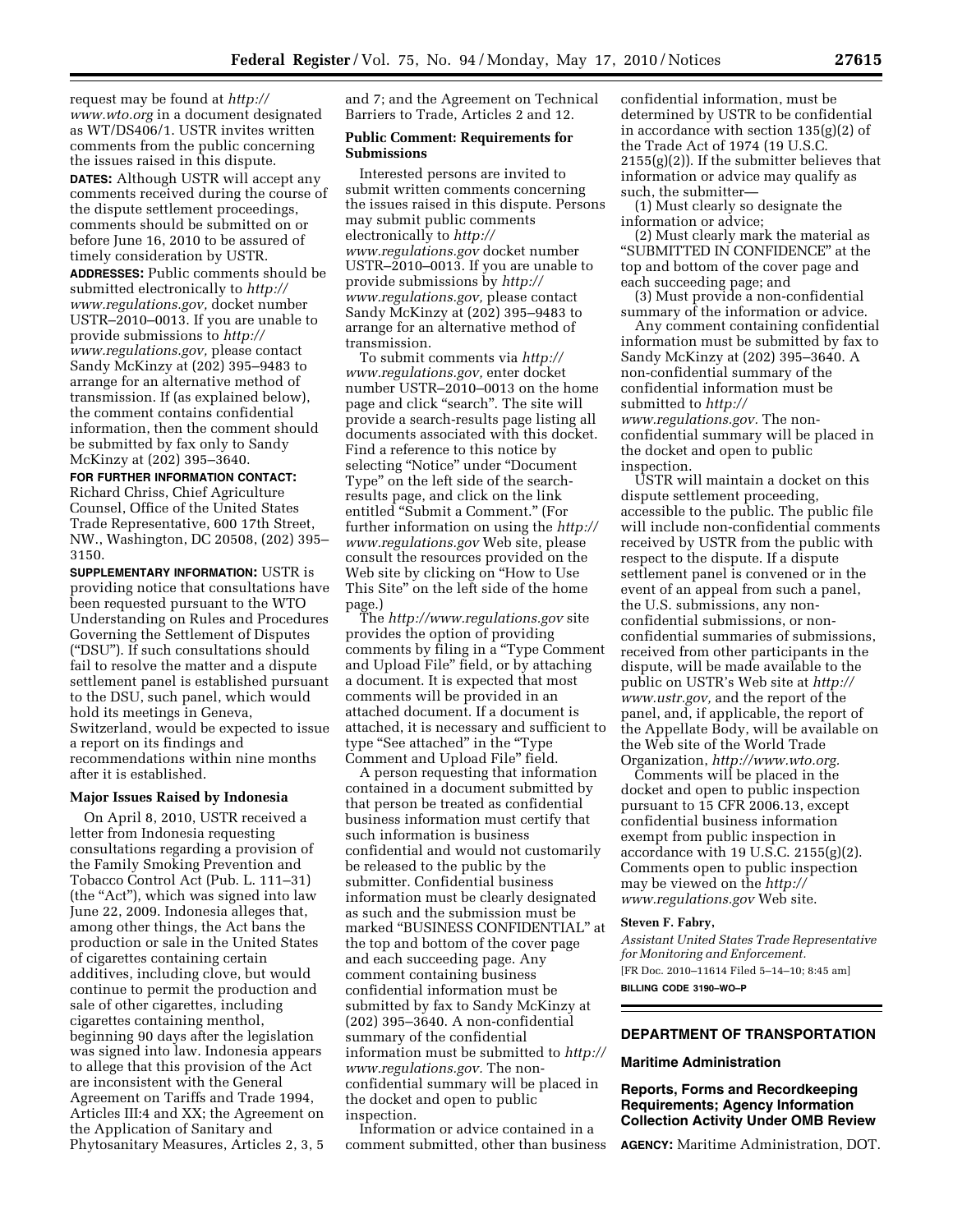request may be found at *http://www.wto.org* in a document designated as WT/DS406/1. USTR invites written comments from the public concerning the issues raised in this dispute.

**DATES:** Although USTR will accept any comments received during the course of the dispute settlement proceedings, comments should be submitted on or before June 16, 2010 to be assured of timely consideration by USTR.

**ADDRESSES:** Public comments should be submitted electronically to *http://www.regulations.gov,* docket number USTR–2010–0013. If you are unable to provide submissions to *http://www.regulations.gov,* please contact Sandy McKinzy at (202) 395–9483 to arrange for an alternative method of transmission. If (as explained below), the comment contains confidential information, then the comment should be submitted by fax only to Sandy McKinzy at (202) 395–3640.

**FOR FURTHER INFORMATION CONTACT:** Richard Chriss, Chief Agriculture Counsel, Office of the United States Trade Representative, 600 17th Street, NW., Washington, DC 20508, (202) 395–3150.

**SUPPLEMENTARY INFORMATION:** USTR is providing notice that consultations have been requested pursuant to the WTO Understanding on Rules and Procedures Governing the Settlement of Disputes ("DSU"). If such consultations should fail to resolve the matter and a dispute settlement panel is established pursuant to the DSU, such panel, which would hold its meetings in Geneva, Switzerland, would be expected to issue a report on its findings and recommendations within nine months after it is established.

## Major Issues Raised by Indonesia

On April 8, 2010, USTR received a letter from Indonesia requesting consultations regarding a provision of the Family Smoking Prevention and Tobacco Control Act (Pub. L. 111–31) (the "Act"), which was signed into law June 22, 2009. Indonesia alleges that, among other things, the Act bans the production or sale in the United States of cigarettes containing certain additives, including clove, but would continue to permit the production and sale of other cigarettes, including cigarettes containing menthol, beginning 90 days after the legislation was signed into law. Indonesia appears to allege that this provision of the Act are inconsistent with the General Agreement on Tariffs and Trade 1994, Articles III:4 and XX; the Agreement on the Application of Sanitary and Phytosanitary Measures, Articles 2, 3, 5 and 7; and the Agreement on Technical Barriers to Trade, Articles 2 and 12.

## Public Comment: Requirements for Submissions

Interested persons are invited to submit written comments concerning the issues raised in this dispute. Persons may submit public comments electronically to *http://www.regulations.gov* docket number USTR–2010–0013. If you are unable to provide submissions by *http://www.regulations.gov,* please contact Sandy McKinzy at (202) 395–9483 to arrange for an alternative method of transmission.

To submit comments via *http://www.regulations.gov,* enter docket number USTR–2010–0013 on the home page and click "search". The site will provide a search-results page listing all documents associated with this docket. Find a reference to this notice by selecting "Notice" under "Document Type" on the left side of the search-results page, and click on the link entitled "Submit a Comment." (For further information on using the *http://www.regulations.gov* Web site, please consult the resources provided on the Web site by clicking on "How to Use This Site" on the left side of the home page.)

The *http://www.regulations.gov* site provides the option of providing comments by filing in a "Type Comment and Upload File" field, or by attaching a document. It is expected that most comments will be provided in an attached document. If a document is attached, it is necessary and sufficient to type "See attached" in the "Type Comment and Upload File" field.

A person requesting that information contained in a document submitted by that person be treated as confidential business information must certify that such information is business confidential and would not customarily be released to the public by the submitter. Confidential business information must be clearly designated as such and the submission must be marked "BUSINESS CONFIDENTIAL" at the top and bottom of the cover page and each succeeding page. Any comment containing business confidential information must be submitted by fax to Sandy McKinzy at (202) 395–3640. A non-confidential summary of the confidential information must be submitted to *http://www.regulations.gov.* The non-confidential summary will be placed in the docket and open to public inspection.

Information or advice contained in a comment submitted, other than business confidential information, must be determined by USTR to be confidential in accordance with section 135(g)(2) of the Trade Act of 1974 (19 U.S.C. 2155(g)(2)). If the submitter believes that information or advice may qualify as such, the submitter—

(1) Must clearly so designate the information or advice;

(2) Must clearly mark the material as "SUBMITTED IN CONFIDENCE" at the top and bottom of the cover page and each succeeding page; and

(3) Must provide a non-confidential summary of the information or advice.

Any comment containing confidential information must be submitted by fax to Sandy McKinzy at (202) 395–3640. A non-confidential summary of the confidential information must be submitted to *http://www.regulations.gov.* The non-confidential summary will be placed in the docket and open to public inspection.

USTR will maintain a docket on this dispute settlement proceeding, accessible to the public. The public file will include non-confidential comments received by USTR from the public with respect to the dispute. If a dispute settlement panel is convened or in the event of an appeal from such a panel, the U.S. submissions, any non-confidential submissions, or non-confidential summaries of submissions, received from other participants in the dispute, will be made available to the public on USTR's Web site at *http://www.ustr.gov,* and the report of the panel, and, if applicable, the report of the Appellate Body, will be available on the Web site of the World Trade Organization, *http://www.wto.org.*

Comments will be placed in the docket and open to public inspection pursuant to 15 CFR 2006.13, except confidential business information exempt from public inspection in accordance with 19 U.S.C. 2155(g)(2). Comments open to public inspection may be viewed on the *http://www.regulations.gov* Web site.

**Steven F. Fabry,**

*Assistant United States Trade Representative for Monitoring and Enforcement.*

[FR Doc. 2010–11614 Filed 5–14–10; 8:45 am]

**BILLING CODE 3190–WO–P**

---

# DEPARTMENT OF TRANSPORTATION

## Maritime Administration

## Reports, Forms and Recordkeeping Requirements; Agency Information Collection Activity Under OMB Review

**AGENCY:** Maritime Administration, DOT.